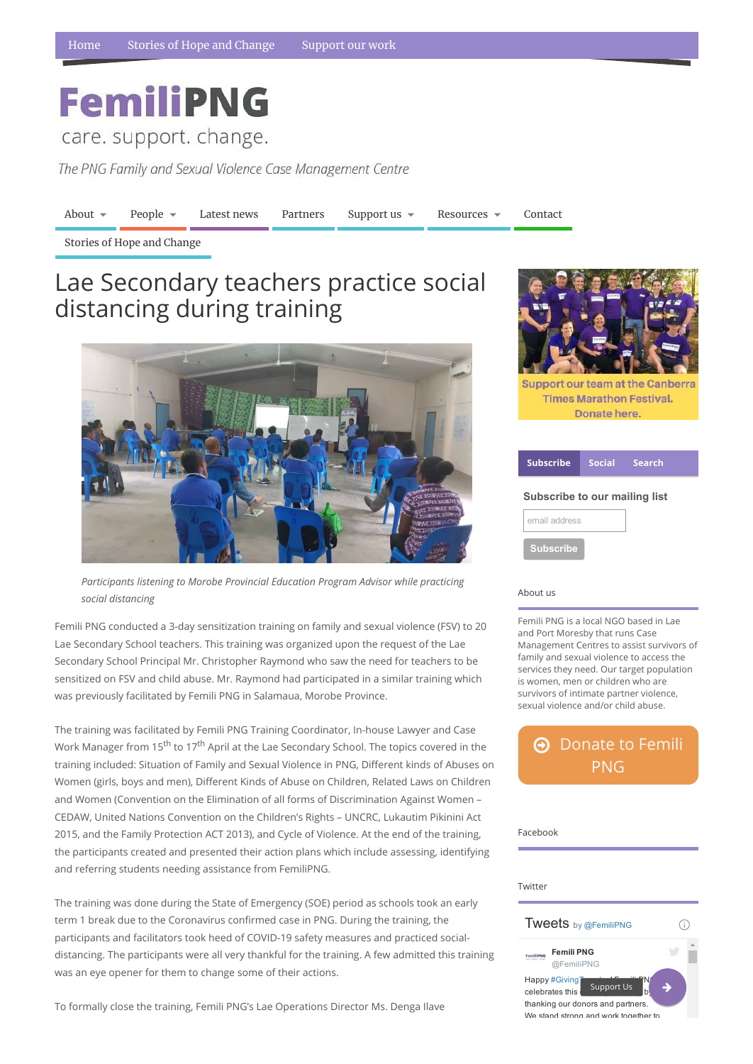Home Stories of Hope and Change Support our work

# FemiliPNG

care. support. change.

*The PNG Family and Sexual Violence Case Management Centre*

About People Latest news Partners Support us Resources Contact

Stories of Hope and Change

# Lae Secondary teachers practice social distancing during training

*Participants listening to Morobe Provincial Education Program Advisor while practicing social distancing*

Femili PNG conducted a 3-day sensitization training on family and sexual violence (FSV) to 20 Lae Secondary School teachers. This training was organized upon the request of the Lae Secondary School Principal Mr. Christopher Raymond who saw the need for teachers to be sensitized on FSV and child abuse. Mr. Raymond had participated in a similar training which was previously facilitated by Femili PNG in Salamaua, Morobe Province.

The training was facilitated by Femili PNG Training Coordinator, In-house Lawyer and Case Work Manager from 15th to 17th April at the Lae Secondary School. The topics covered in the training included: Situation of Family and Sexual Violence in PNG, Different kinds of Abuses on Women (girls, boys and men), Different Kinds of Abuse on Children, Related Laws on Children and Women (Convention on the Elimination of all forms of Discrimination Against Women – CEDAW, United Nations Convention on the Children's Rights – UNCRC, Lukautim Pikinini Act 2015, and the Family Protection ACT 2013), and Cycle of Violence. At the end of the training, the participants created and presented their action plans which include assessing, identifying and referring students needing assistance from FemiliPNG.

The training was done during the State of Emergency (SOE) period as schools took an early term 1 break due to the Coronavirus confirmed case in PNG. During the training, the participants and facilitators took heed of COVID-19 safety measures and practiced social-distancing. The participants were all very thankful for the training. A few admitted this training was an eye opener for them to change some of their actions.

To formally close the training, Femili PNG's Lae Operations Director Ms. Denga Ilave

Support our team at the Canberra Times Marathon Festival. Donate here.

Subscribe Social Search

**Subscribe to our mailing list**

email address

Subscribe

About us

Femili PNG is a local NGO based in Lae and Port Moresby that runs Case Management Centres to assist survivors of family and sexual violence to access the services they need. Our target population is women, men or children who are survivors of intimate partner violence, sexual violence and/or child abuse.

Donate to Femili PNG

Facebook

Twitter

Tweets by @FemiliPNG

Femili PNG @FemiliPNG

Happy #GivingT... celebrates this ... thanking our donors and partners. We stand strong and work together to

Support Us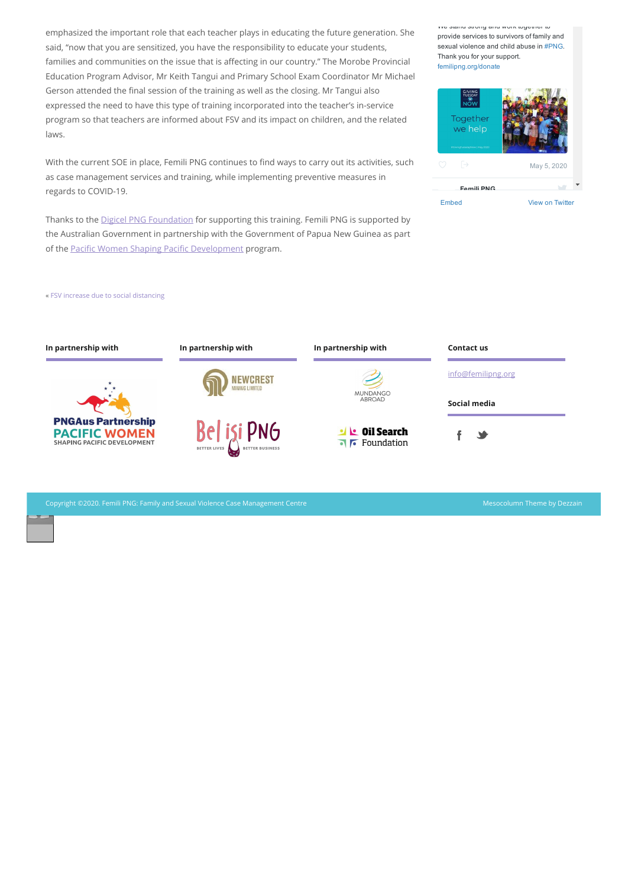emphasized the important role that each teacher plays in educating the future generation. She said, "now that you are sensitized, you have the responsibility to educate your students, families and communities on the issue that is affecting in our country." The Morobe Provincial Education Program Advisor, Mr Keith Tangui and Primary School Exam Coordinator Mr Michael Gerson attended the final session of the training as well as the closing. Mr Tangui also expressed the need to have this type of training incorporated into the teacher's in-service program so that teachers are informed about FSV and its impact on children, and the related laws.

With the current SOE in place, Femili PNG continues to find ways to carry out its activities, such as case management services and training, while implementing preventive measures in regards to COVID-19.

Thanks to the Digicel PNG Foundation for supporting this training. Femili PNG is supported by the Australian Government in partnership with the Government of Papua New Guinea as part of the Pacific Women Shaping Pacific Development program.

We stand strong and work together to provide services to survivors of family and sexual violence and child abuse in #PNG. Thank you for your support. femilipng.org/donate

Together we help

May 5, 2020

Femili PNG

Embed View on Twitter

« FSV increase due to social distancing

**In partnership with**

PNGAus Partnership PACIFIC WOMEN SHAPING PACIFIC DEVELOPMENT

**In partnership with**

NEWCREST MINING LIMITED

Bel isi PNG BETTER LIVES BETTER BUSINESS

**In partnership with**

MUNDANGO ABROAD

Oil Search Foundation

**Contact us**

info@femilipng.org

**Social media**

Copyright ©2020. Femili PNG: Family and Sexual Violence Case Management Centre

Mesocolumn Theme by Dezzain